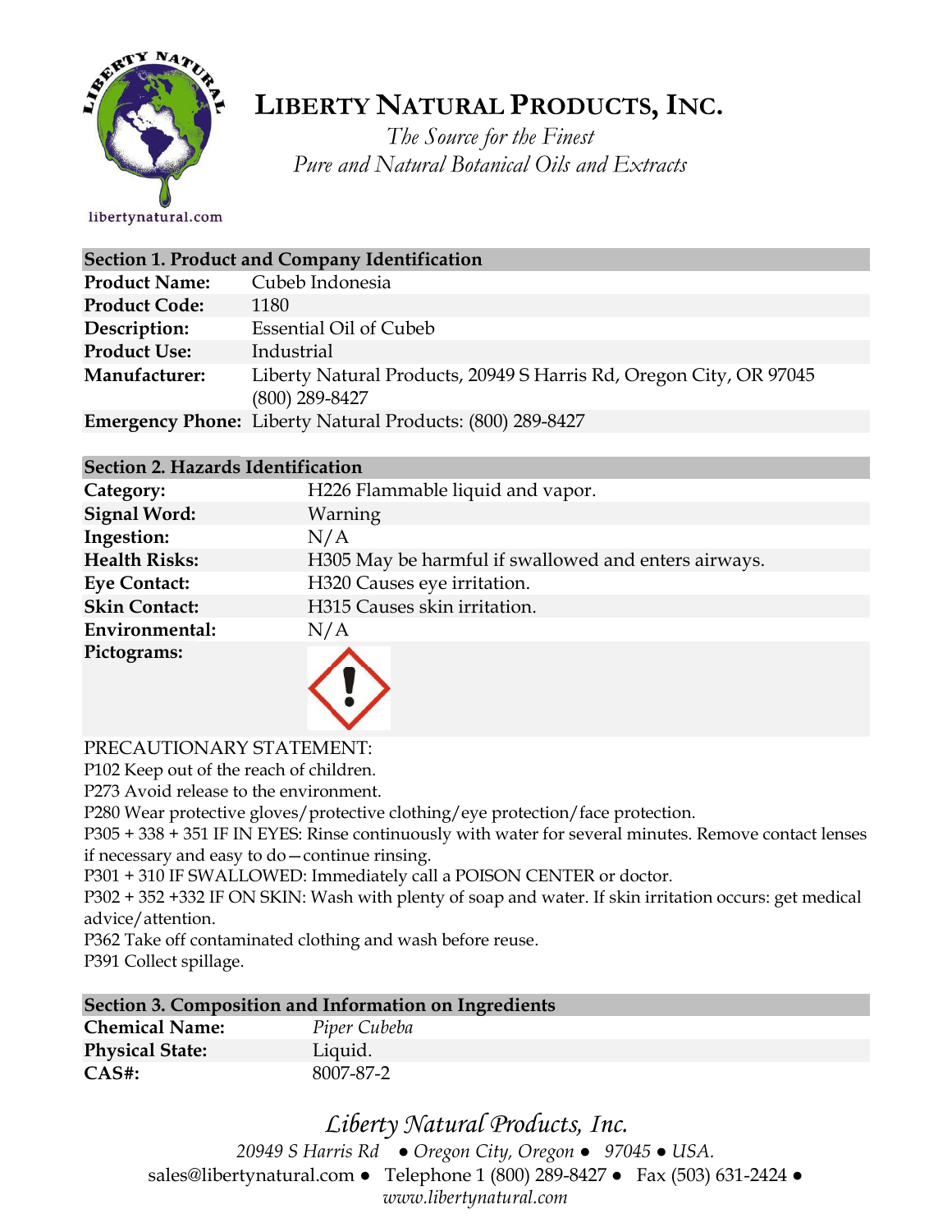# LIBERTY NATURAL PRODUCTS, INC.

*The Source for the Finest*
*Pure and Natural Botanical Oils and Extracts*

libertynatural.com

| Section 1. Product and Company Identification | |
|---|---|
| **Product Name:** | Cubeb Indonesia |
| **Product Code:** | 1180 |
| **Description:** | Essential Oil of Cubeb |
| **Product Use:** | Industrial |
| **Manufacturer:** | Liberty Natural Products, 20949 S Harris Rd, Oregon City, OR 97045 (800) 289-8427 |
| **Emergency Phone:** | Liberty Natural Products: (800) 289-8427 |

| Section 2. Hazards Identification | |
|---|---|
| **Category:** | H226 Flammable liquid and vapor. |
| **Signal Word:** | Warning |
| **Ingestion:** | N/A |
| **Health Risks:** | H305 May be harmful if swallowed and enters airways. |
| **Eye Contact:** | H320 Causes eye irritation. |
| **Skin Contact:** | H315 Causes skin irritation. |
| **Environmental:** | N/A |
| **Pictograms:** | |

PRECAUTIONARY STATEMENT:
P102 Keep out of the reach of children.
P273 Avoid release to the environment.
P280 Wear protective gloves/protective clothing/eye protection/face protection.
P305 + 338 + 351 IF IN EYES: Rinse continuously with water for several minutes. Remove contact lenses if necessary and easy to do—continue rinsing.
P301 + 310 IF SWALLOWED: Immediately call a POISON CENTER or doctor.
P302 + 352 +332 IF ON SKIN: Wash with plenty of soap and water. If skin irritation occurs: get medical advice/attention.
P362 Take off contaminated clothing and wash before reuse.
P391 Collect spillage.

| Section 3. Composition and Information on Ingredients | |
|---|---|
| **Chemical Name:** | *Piper Cubeba* |
| **Physical State:** | Liquid. |
| **CAS#:** | 8007-87-2 |

*Liberty Natural Products, Inc.*
*20949 S Harris Rd ● Oregon City, Oregon ● 97045 ● USA.*
sales@libertynatural.com ● Telephone 1 (800) 289-8427 ● Fax (503) 631-2424 ●
*www.libertynatural.com*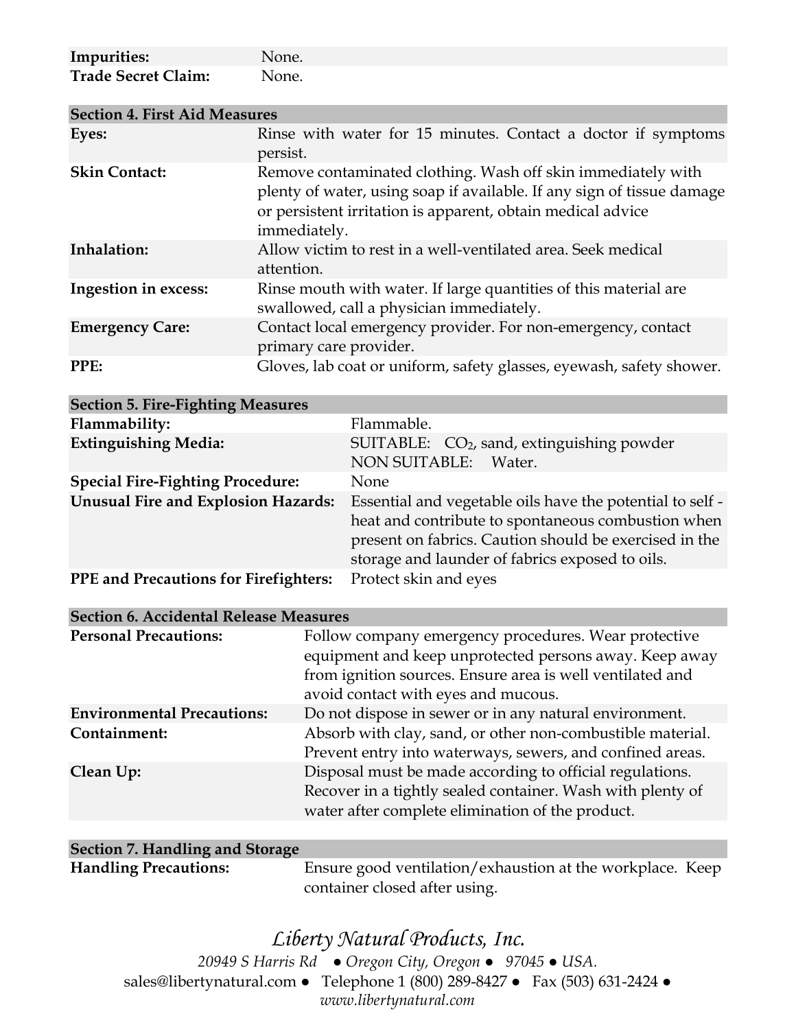| | |
|---|---|
| **Impurities:** | None. |
| **Trade Secret Claim:** | None. |

## Section 4. First Aid Measures

| | |
|---|---|
| **Eyes:** | Rinse with water for 15 minutes. Contact a doctor if symptoms persist. |
| **Skin Contact:** | Remove contaminated clothing. Wash off skin immediately with plenty of water, using soap if available. If any sign of tissue damage or persistent irritation is apparent, obtain medical advice immediately. |
| **Inhalation:** | Allow victim to rest in a well-ventilated area. Seek medical attention. |
| **Ingestion in excess:** | Rinse mouth with water. If large quantities of this material are swallowed, call a physician immediately. |
| **Emergency Care:** | Contact local emergency provider. For non-emergency, contact primary care provider. |
| **PPE:** | Gloves, lab coat or uniform, safety glasses, eyewash, safety shower. |

## Section 5. Fire-Fighting Measures

| | |
|---|---|
| **Flammability:** | Flammable. |
| **Extinguishing Media:** | SUITABLE: $CO_2$, sand, extinguishing powder<br>NON SUITABLE: Water. |
| **Special Fire-Fighting Procedure:** | None |
| **Unusual Fire and Explosion Hazards:** | Essential and vegetable oils have the potential to self - heat and contribute to spontaneous combustion when present on fabrics. Caution should be exercised in the storage and launder of fabrics exposed to oils. |
| **PPE and Precautions for Firefighters:** | Protect skin and eyes |

## Section 6. Accidental Release Measures

| | |
|---|---|
| **Personal Precautions:** | Follow company emergency procedures. Wear protective equipment and keep unprotected persons away. Keep away from ignition sources. Ensure area is well ventilated and avoid contact with eyes and mucous. |
| **Environmental Precautions:** | Do not dispose in sewer or in any natural environment. |
| **Containment:** | Absorb with clay, sand, or other non-combustible material. Prevent entry into waterways, sewers, and confined areas. |
| **Clean Up:** | Disposal must be made according to official regulations. Recover in a tightly sealed container. Wash with plenty of water after complete elimination of the product. |

## Section 7. Handling and Storage

| | |
|---|---|
| **Handling Precautions:** | Ensure good ventilation/exhaustion at the workplace. Keep container closed after using. |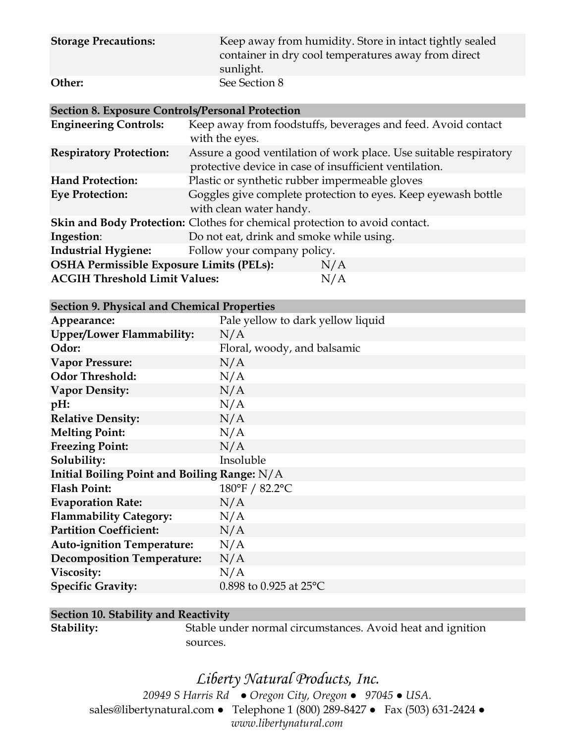| | |
|---|---|
| **Storage Precautions:** | Keep away from humidity. Store in intact tightly sealed container in dry cool temperatures away from direct sunlight. |
| **Other:** | See Section 8 |

## Section 8. Exposure Controls/Personal Protection

| | |
|---|---|
| **Engineering Controls:** | Keep away from foodstuffs, beverages and feed. Avoid contact with the eyes. |
| **Respiratory Protection:** | Assure a good ventilation of work place. Use suitable respiratory protective device in case of insufficient ventilation. |
| **Hand Protection:** | Plastic or synthetic rubber impermeable gloves |
| **Eye Protection:** | Goggles give complete protection to eyes. Keep eyewash bottle with clean water handy. |
| **Skin and Body Protection:** | Clothes for chemical protection to avoid contact. |
| **Ingestion:** | Do not eat, drink and smoke while using. |
| **Industrial Hygiene:** | Follow your company policy. |
| **OSHA Permissible Exposure Limits (PELs):** | N/A |
| **ACGIH Threshold Limit Values:** | N/A |

## Section 9. Physical and Chemical Properties

| | |
|---|---|
| **Appearance:** | Pale yellow to dark yellow liquid |
| **Upper/Lower Flammability:** | N/A |
| **Odor:** | Floral, woody, and balsamic |
| **Vapor Pressure:** | N/A |
| **Odor Threshold:** | N/A |
| **Vapor Density:** | N/A |
| **pH:** | N/A |
| **Relative Density:** | N/A |
| **Melting Point:** | N/A |
| **Freezing Point:** | N/A |
| **Solubility:** | Insoluble |
| **Initial Boiling Point and Boiling Range:** | N/A |
| **Flash Point:** | 180°F / 82.2°C |
| **Evaporation Rate:** | N/A |
| **Flammability Category:** | N/A |
| **Partition Coefficient:** | N/A |
| **Auto-ignition Temperature:** | N/A |
| **Decomposition Temperature:** | N/A |
| **Viscosity:** | N/A |
| **Specific Gravity:** | 0.898 to 0.925 at 25°C |

## Section 10. Stability and Reactivity

| | |
|---|---|
| **Stability:** | Stable under normal circumstances. Avoid heat and ignition sources. |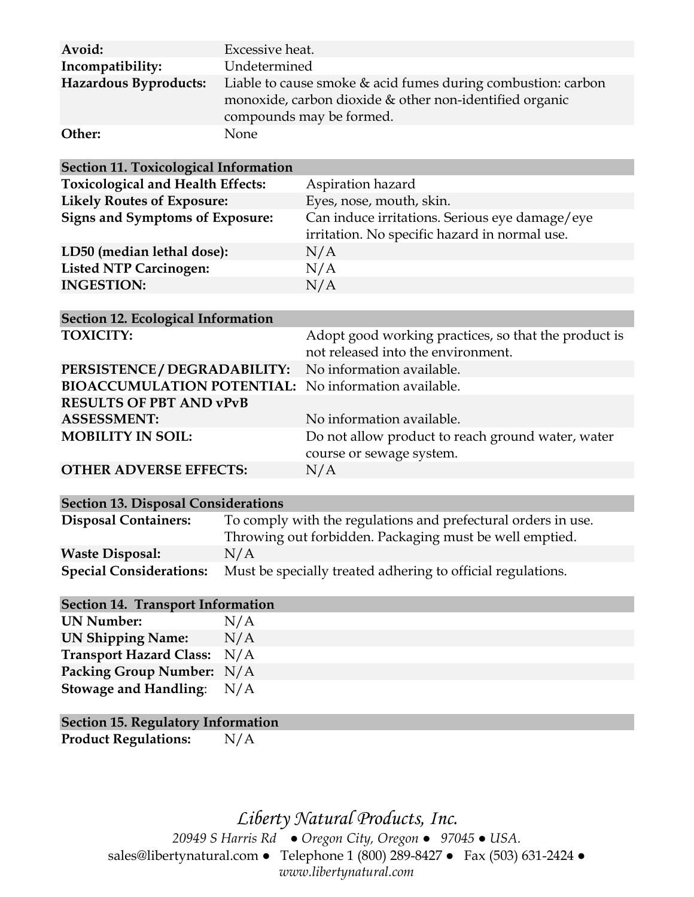| | |
|---|---|
| **Avoid:** | Excessive heat. |
| **Incompatibility:** | Undetermined |
| **Hazardous Byproducts:** | Liable to cause smoke & acid fumes during combustion: carbon monoxide, carbon dioxide & other non-identified organic compounds may be formed. |
| **Other:** | None |

| **Section 11. Toxicological Information** | |
|---|---|
| **Toxicological and Health Effects:** | Aspiration hazard |
| **Likely Routes of Exposure:** | Eyes, nose, mouth, skin. |
| **Signs and Symptoms of Exposure:** | Can induce irritations. Serious eye damage/eye irritation. No specific hazard in normal use. |
| **LD50 (median lethal dose):** | N/A |
| **Listed NTP Carcinogen:** | N/A |
| **INGESTION:** | N/A |

| **Section 12. Ecological Information** | |
|---|---|
| **TOXICITY:** | Adopt good working practices, so that the product is not released into the environment. |
| **PERSISTENCE / DEGRADABILITY:** | No information available. |
| **BIOACCUMULATION POTENTIAL:** | No information available. |
| **RESULTS OF PBT AND vPvB ASSESSMENT:** | No information available. |
| **MOBILITY IN SOIL:** | Do not allow product to reach ground water, water course or sewage system. |
| **OTHER ADVERSE EFFECTS:** | N/A |

| **Section 13. Disposal Considerations** | |
|---|---|
| **Disposal Containers:** | To comply with the regulations and prefectural orders in use. Throwing out forbidden. Packaging must be well emptied. |
| **Waste Disposal:** | N/A |
| **Special Considerations:** | Must be specially treated adhering to official regulations. |

| **Section 14. Transport Information** | |
|---|---|
| **UN Number:** | N/A |
| **UN Shipping Name:** | N/A |
| **Transport Hazard Class:** | N/A |
| **Packing Group Number:** | N/A |
| **Stowage and Handling:** | N/A |

| **Section 15. Regulatory Information** | |
|---|---|
| **Product Regulations:** | N/A |

*Liberty Natural Products, Inc.*

*20949 S Harris Rd ● Oregon City, Oregon ● 97045 ● USA.*

sales@libertynatural.com ● Telephone 1 (800) 289-8427 ● Fax (503) 631-2424 ●

*www.libertynatural.com*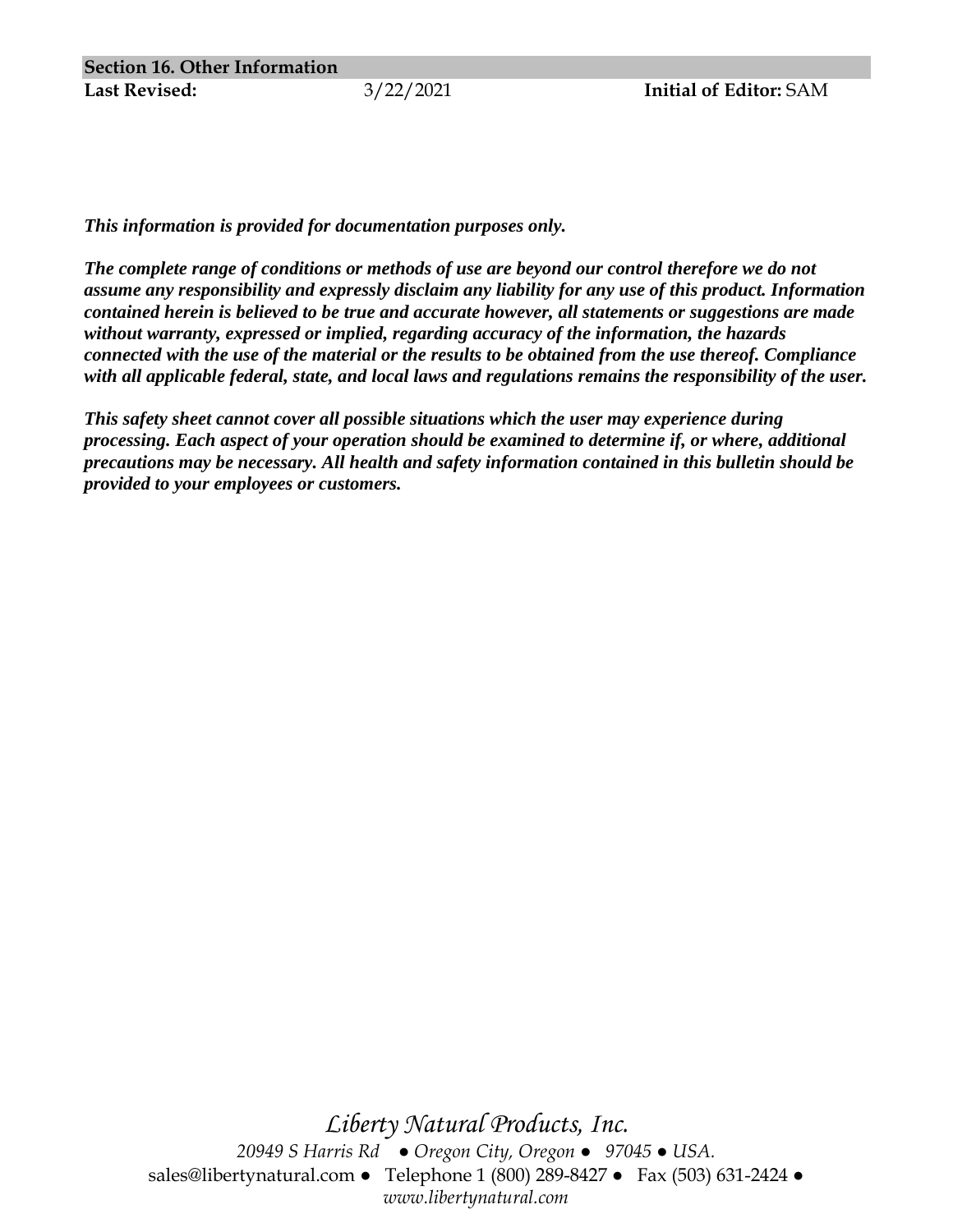## Section 16. Other Information

**Last Revised:** 3/22/2021 **Initial of Editor:** SAM

***This information is provided for documentation purposes only.***

***The complete range of conditions or methods of use are beyond our control therefore we do not assume any responsibility and expressly disclaim any liability for any use of this product. Information contained herein is believed to be true and accurate however, all statements or suggestions are made without warranty, expressed or implied, regarding accuracy of the information, the hazards connected with the use of the material or the results to be obtained from the use thereof. Compliance with all applicable federal, state, and local laws and regulations remains the responsibility of the user.***

***This safety sheet cannot cover all possible situations which the user may experience during processing. Each aspect of your operation should be examined to determine if, or where, additional precautions may be necessary. All health and safety information contained in this bulletin should be provided to your employees or customers.***